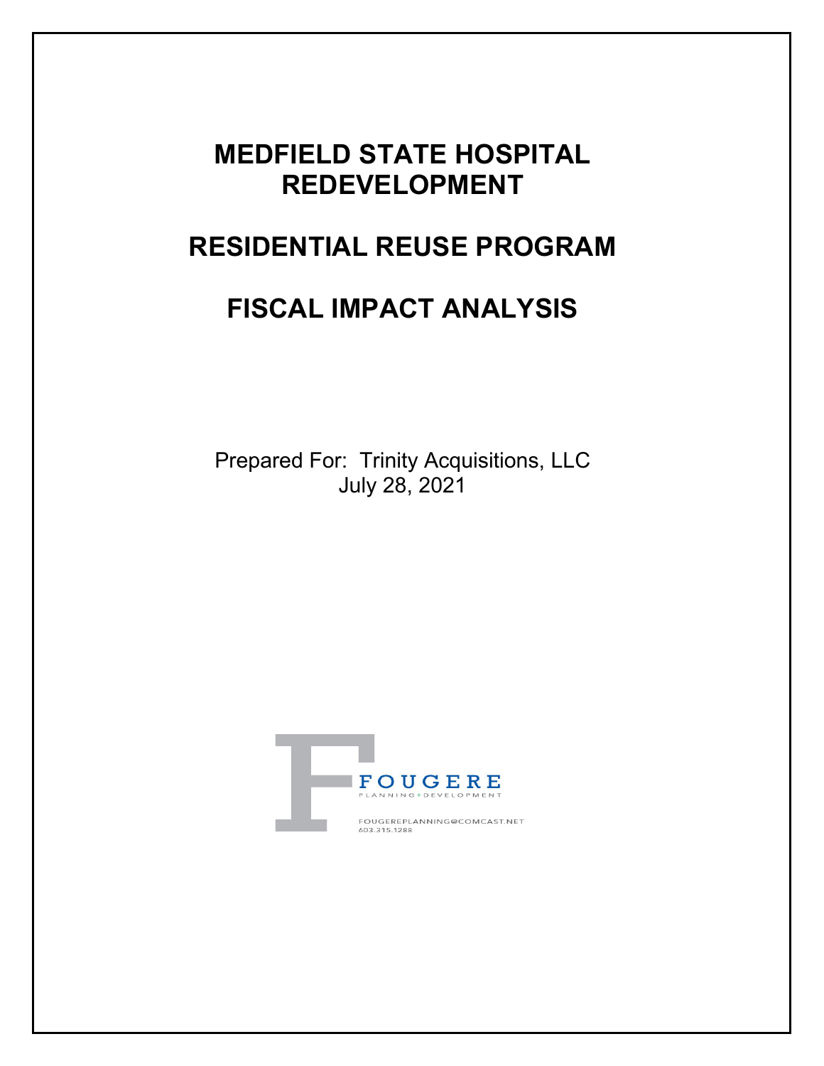# MEDFIELD STATE HOSPITAL REDEVELOPMENT

# RESIDENTIAL REUSE PROGRAM

# FISCAL IMPACT ANALYSIS

Prepared For: Trinity Acquisitions, LLC
July 28, 2021

FOUGERE
PLANNING+DEVELOPMENT

FOUGEREPLANNING@COMCAST.NET
603.315.1288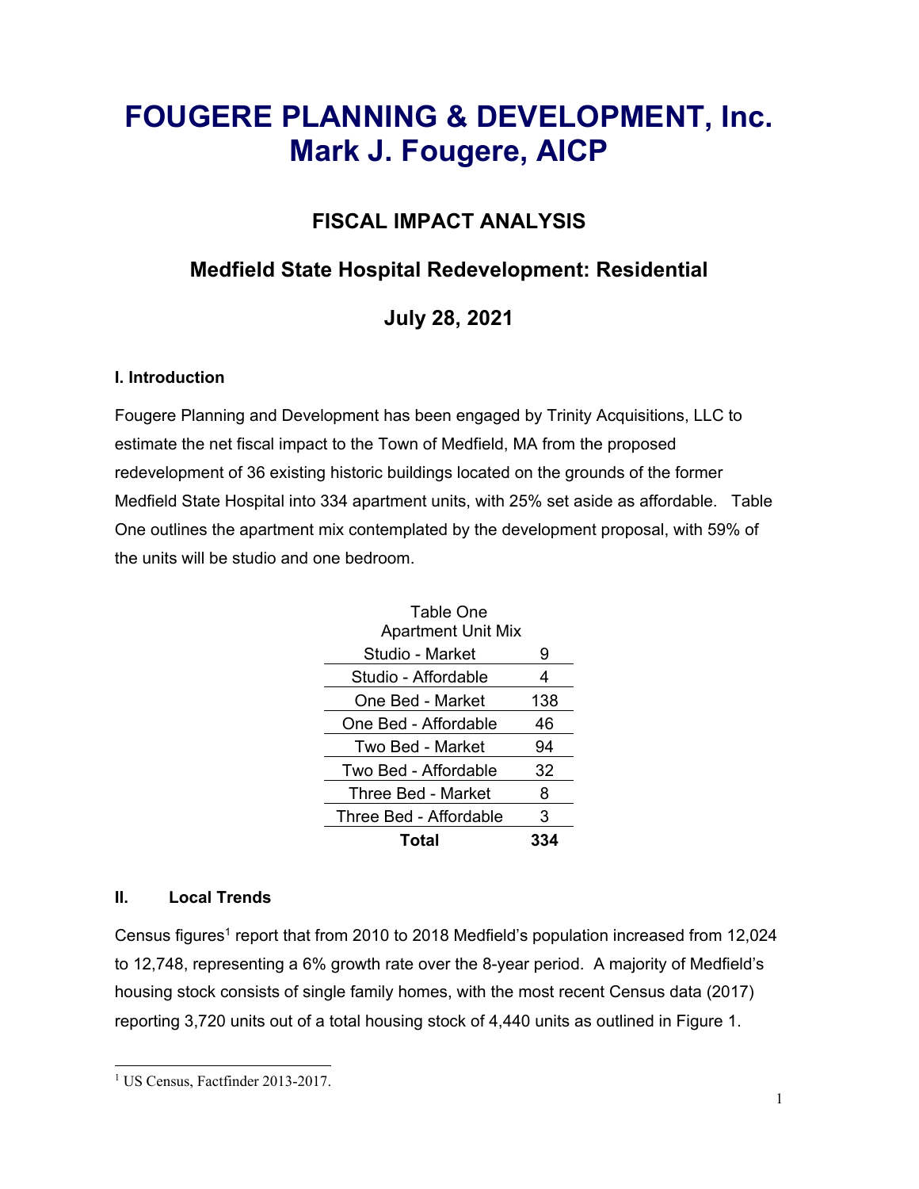# FOUGERE PLANNING & DEVELOPMENT, Inc.
# Mark J. Fougere, AICP

## FISCAL IMPACT ANALYSIS

## Medfield State Hospital Redevelopment: Residential

## July 28, 2021

### I. Introduction

Fougere Planning and Development has been engaged by Trinity Acquisitions, LLC to estimate the net fiscal impact to the Town of Medfield, MA from the proposed redevelopment of 36 existing historic buildings located on the grounds of the former Medfield State Hospital into 334 apartment units, with 25% set aside as affordable. Table One outlines the apartment mix contemplated by the development proposal, with 59% of the units will be studio and one bedroom.

Table One
Apartment Unit Mix

| Unit Type | Units |
| --- | --- |
| Studio - Market | 9 |
| Studio - Affordable | 4 |
| One Bed - Market | 138 |
| One Bed - Affordable | 46 |
| Two Bed - Market | 94 |
| Two Bed - Affordable | 32 |
| Three Bed - Market | 8 |
| Three Bed - Affordable | 3 |
| **Total** | **334** |

### II. Local Trends

Census figures[1] report that from 2010 to 2018 Medfield's population increased from 12,024 to 12,748, representing a 6% growth rate over the 8-year period. A majority of Medfield's housing stock consists of single family homes, with the most recent Census data (2017) reporting 3,720 units out of a total housing stock of 4,440 units as outlined in Figure 1.

[1] US Census, Factfinder 2013-2017.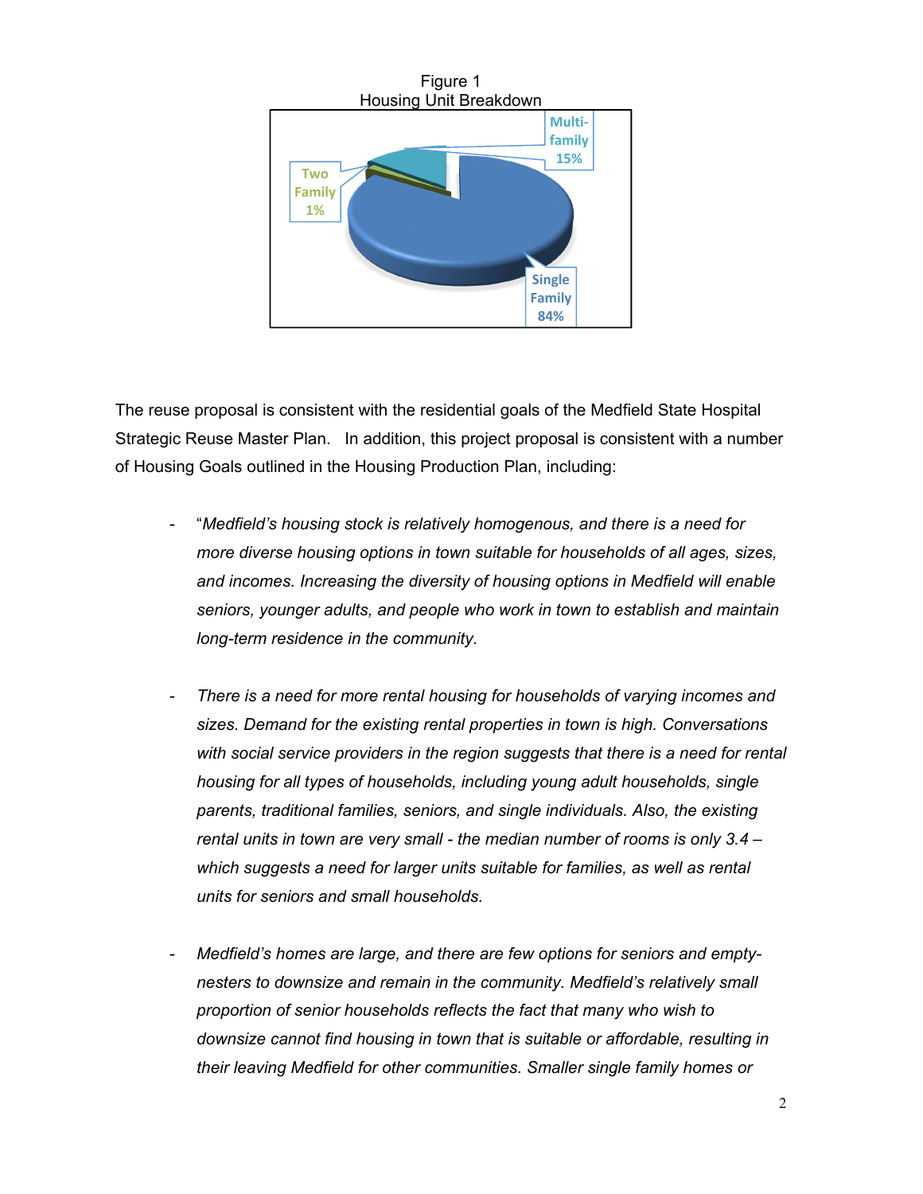Figure 1
Housing Unit Breakdown

Multi-family 15%

Two Family 1%

Single Family 84%

The reuse proposal is consistent with the residential goals of the Medfield State Hospital Strategic Reuse Master Plan. In addition, this project proposal is consistent with a number of Housing Goals outlined in the Housing Production Plan, including:

- "*Medfield's housing stock is relatively homogenous, and there is a need for more diverse housing options in town suitable for households of all ages, sizes, and incomes. Increasing the diversity of housing options in Medfield will enable seniors, younger adults, and people who work in town to establish and maintain long-term residence in the community.*

- *There is a need for more rental housing for households of varying incomes and sizes. Demand for the existing rental properties in town is high. Conversations with social service providers in the region suggests that there is a need for rental housing for all types of households, including young adult households, single parents, traditional families, seniors, and single individuals. Also, the existing rental units in town are very small - the median number of rooms is only 3.4 – which suggests a need for larger units suitable for families, as well as rental units for seniors and small households.*

- *Medfield's homes are large, and there are few options for seniors and empty-nesters to downsize and remain in the community. Medfield's relatively small proportion of senior households reflects the fact that many who wish to downsize cannot find housing in town that is suitable or affordable, resulting in their leaving Medfield for other communities. Smaller single family homes or*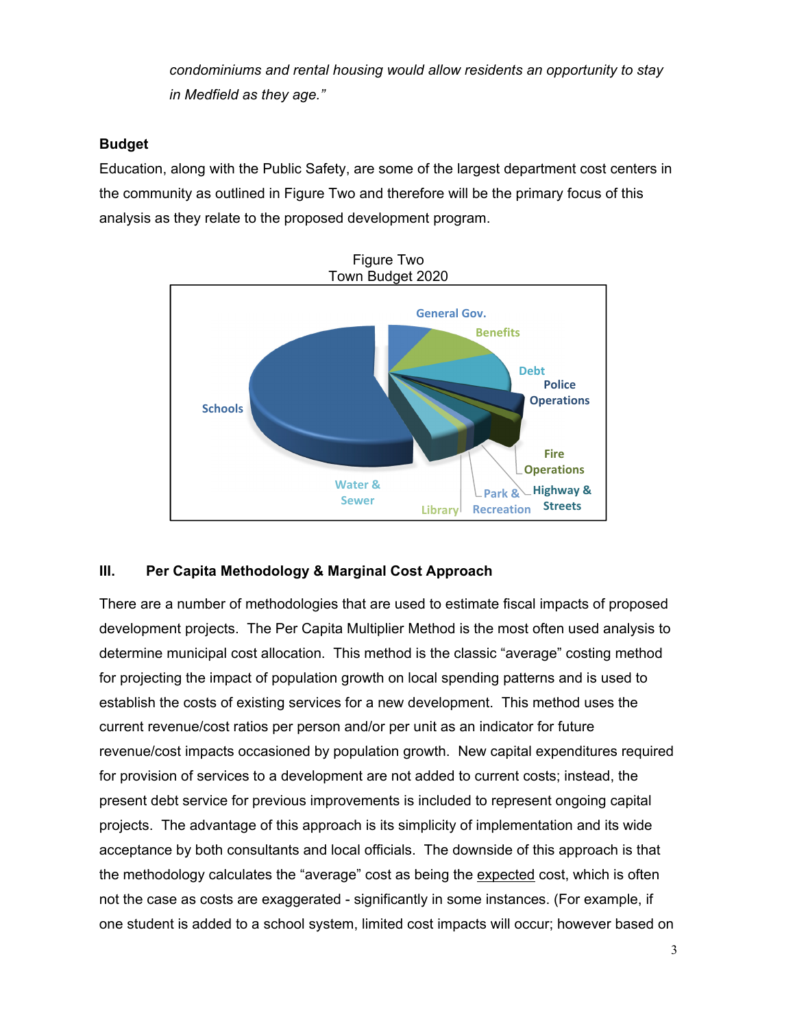*condominiums and rental housing would allow residents an opportunity to stay in Medfield as they age."*

**Budget**

Education, along with the Public Safety, are some of the largest department cost centers in the community as outlined in Figure Two and therefore will be the primary focus of this analysis as they relate to the proposed development program.

Figure Two
Town Budget 2020

### III. Per Capita Methodology & Marginal Cost Approach

There are a number of methodologies that are used to estimate fiscal impacts of proposed development projects. The Per Capita Multiplier Method is the most often used analysis to determine municipal cost allocation. This method is the classic "average" costing method for projecting the impact of population growth on local spending patterns and is used to establish the costs of existing services for a new development. This method uses the current revenue/cost ratios per person and/or per unit as an indicator for future revenue/cost impacts occasioned by population growth. New capital expenditures required for provision of services to a development are not added to current costs; instead, the present debt service for previous improvements is included to represent ongoing capital projects. The advantage of this approach is its simplicity of implementation and its wide acceptance by both consultants and local officials. The downside of this approach is that the methodology calculates the "average" cost as being the expected cost, which is often not the case as costs are exaggerated - significantly in some instances. (For example, if one student is added to a school system, limited cost impacts will occur; however based on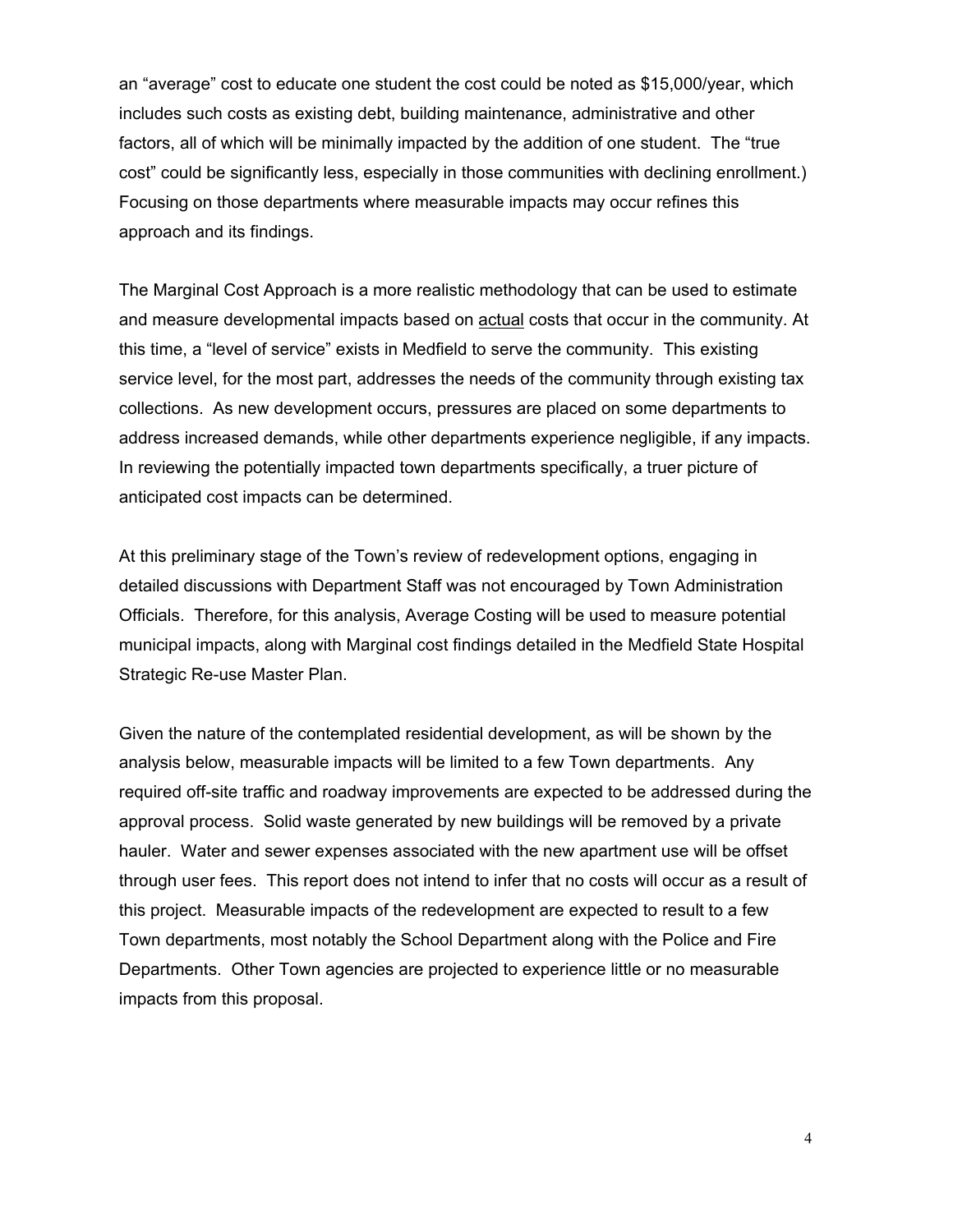an "average" cost to educate one student the cost could be noted as $15,000/year, which includes such costs as existing debt, building maintenance, administrative and other factors, all of which will be minimally impacted by the addition of one student. The "true cost" could be significantly less, especially in those communities with declining enrollment.) Focusing on those departments where measurable impacts may occur refines this approach and its findings.

The Marginal Cost Approach is a more realistic methodology that can be used to estimate and measure developmental impacts based on <u>actual</u> costs that occur in the community. At this time, a "level of service" exists in Medfield to serve the community. This existing service level, for the most part, addresses the needs of the community through existing tax collections. As new development occurs, pressures are placed on some departments to address increased demands, while other departments experience negligible, if any impacts. In reviewing the potentially impacted town departments specifically, a truer picture of anticipated cost impacts can be determined.

At this preliminary stage of the Town's review of redevelopment options, engaging in detailed discussions with Department Staff was not encouraged by Town Administration Officials. Therefore, for this analysis, Average Costing will be used to measure potential municipal impacts, along with Marginal cost findings detailed in the Medfield State Hospital Strategic Re-use Master Plan.

Given the nature of the contemplated residential development, as will be shown by the analysis below, measurable impacts will be limited to a few Town departments. Any required off-site traffic and roadway improvements are expected to be addressed during the approval process. Solid waste generated by new buildings will be removed by a private hauler. Water and sewer expenses associated with the new apartment use will be offset through user fees. This report does not intend to infer that no costs will occur as a result of this project. Measurable impacts of the redevelopment are expected to result to a few Town departments, most notably the School Department along with the Police and Fire Departments. Other Town agencies are projected to experience little or no measurable impacts from this proposal.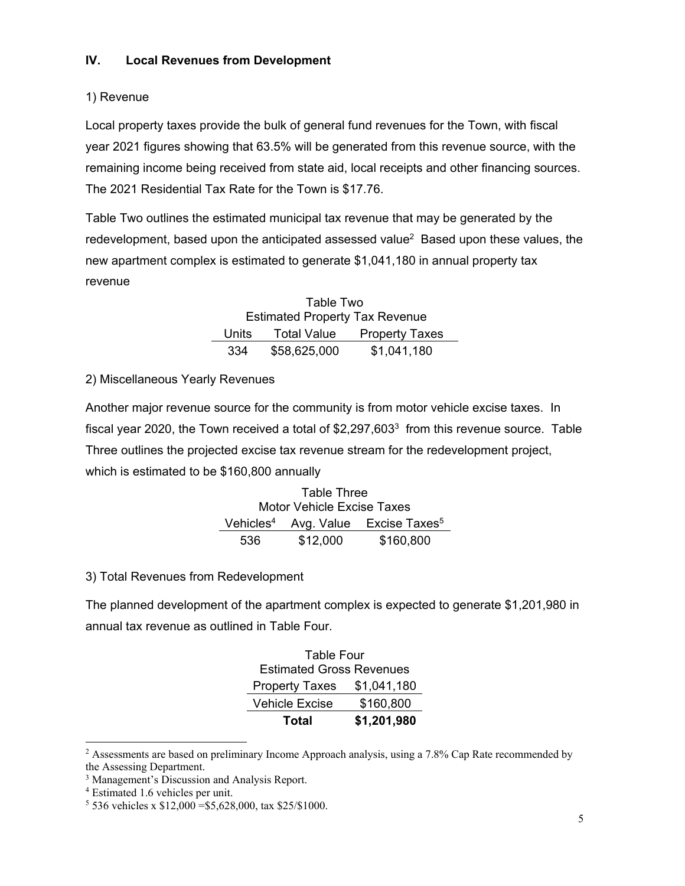## IV. Local Revenues from Development

### 1) Revenue

Local property taxes provide the bulk of general fund revenues for the Town, with fiscal year 2021 figures showing that 63.5% will be generated from this revenue source, with the remaining income being received from state aid, local receipts and other financing sources. The 2021 Residential Tax Rate for the Town is $17.76.

Table Two outlines the estimated municipal tax revenue that may be generated by the redevelopment, based upon the anticipated assessed value[2] Based upon these values, the new apartment complex is estimated to generate $1,041,180 in annual property tax revenue

Table Two
Estimated Property Tax Revenue

| Units | Total Value | Property Taxes |
|---|---|---|
| 334 | $58,625,000 | $1,041,180 |

### 2) Miscellaneous Yearly Revenues

Another major revenue source for the community is from motor vehicle excise taxes. In fiscal year 2020, the Town received a total of $2,297,603[3] from this revenue source. Table Three outlines the projected excise tax revenue stream for the redevelopment project, which is estimated to be $160,800 annually

Table Three
Motor Vehicle Excise Taxes

| Vehicles[4] | Avg. Value | Excise Taxes[5] |
|---|---|---|
| 536 | $12,000 | $160,800 |

### 3) Total Revenues from Redevelopment

The planned development of the apartment complex is expected to generate $1,201,980 in annual tax revenue as outlined in Table Four.

Table Four
Estimated Gross Revenues

| | |
|---|---|
| Property Taxes | $1,041,180 |
| Vehicle Excise | $160,800 |
| **Total** | **$1,201,980** |

---

[2] Assessments are based on preliminary Income Approach analysis, using a 7.8% Cap Rate recommended by the Assessing Department.

[3] Management's Discussion and Analysis Report.

[4] Estimated 1.6 vehicles per unit.

[5] 536 vehicles x $12,000 =$5,628,000, tax $25/$1000.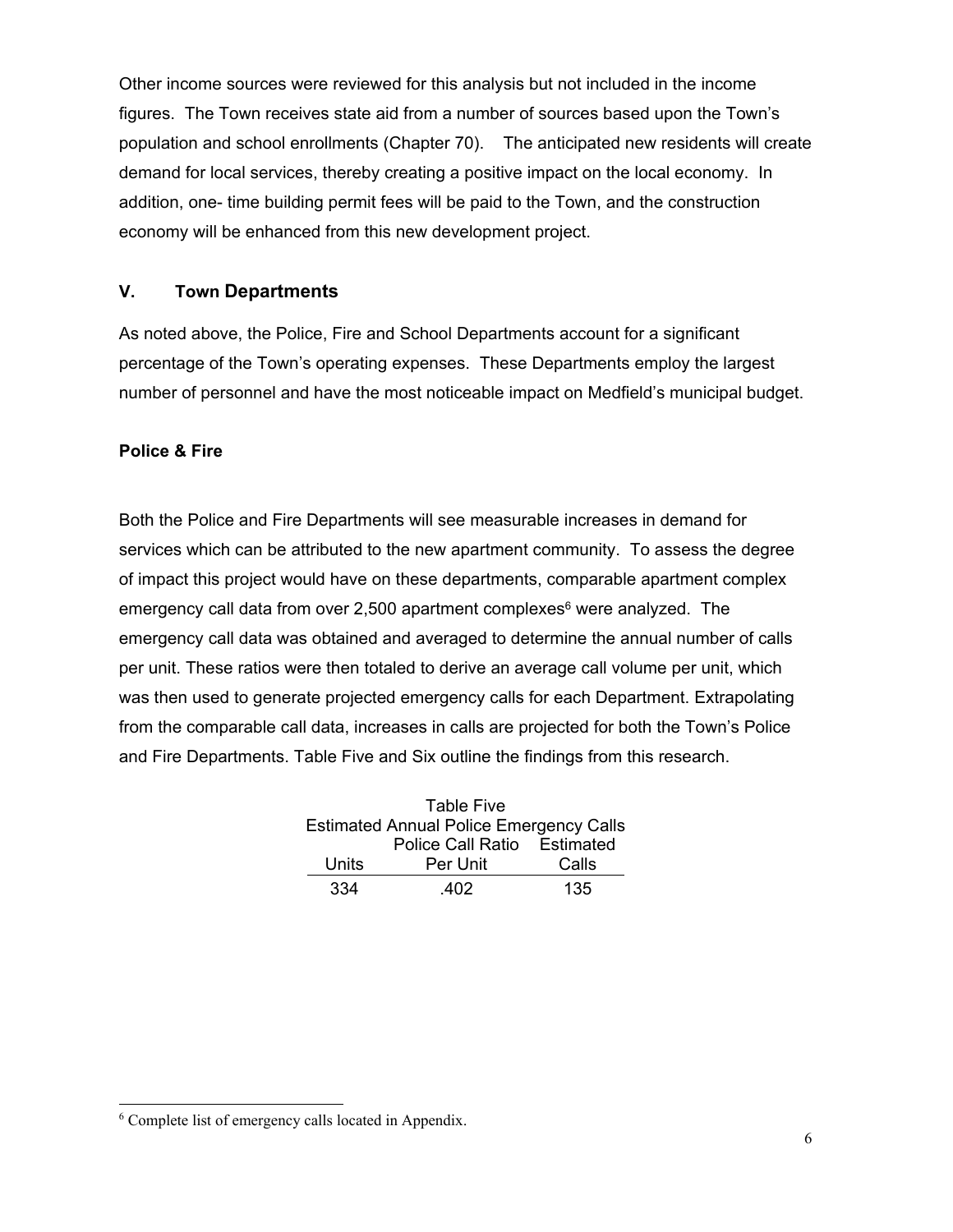Other income sources were reviewed for this analysis but not included in the income figures. The Town receives state aid from a number of sources based upon the Town's population and school enrollments (Chapter 70). The anticipated new residents will create demand for local services, thereby creating a positive impact on the local economy. In addition, one- time building permit fees will be paid to the Town, and the construction economy will be enhanced from this new development project.

## V. Town Departments

As noted above, the Police, Fire and School Departments account for a significant percentage of the Town's operating expenses. These Departments employ the largest number of personnel and have the most noticeable impact on Medfield's municipal budget.

### Police & Fire

Both the Police and Fire Departments will see measurable increases in demand for services which can be attributed to the new apartment community. To assess the degree of impact this project would have on these departments, comparable apartment complex emergency call data from over 2,500 apartment complexes[6] were analyzed. The emergency call data was obtained and averaged to determine the annual number of calls per unit. These ratios were then totaled to derive an average call volume per unit, which was then used to generate projected emergency calls for each Department. Extrapolating from the comparable call data, increases in calls are projected for both the Town's Police and Fire Departments. Table Five and Six outline the findings from this research.

Table Five

Estimated Annual Police Emergency Calls

| Units | Police Call Ratio Per Unit | Estimated Calls |
|---|---|---|
| 334 | .402 | 135 |

[6] Complete list of emergency calls located in Appendix.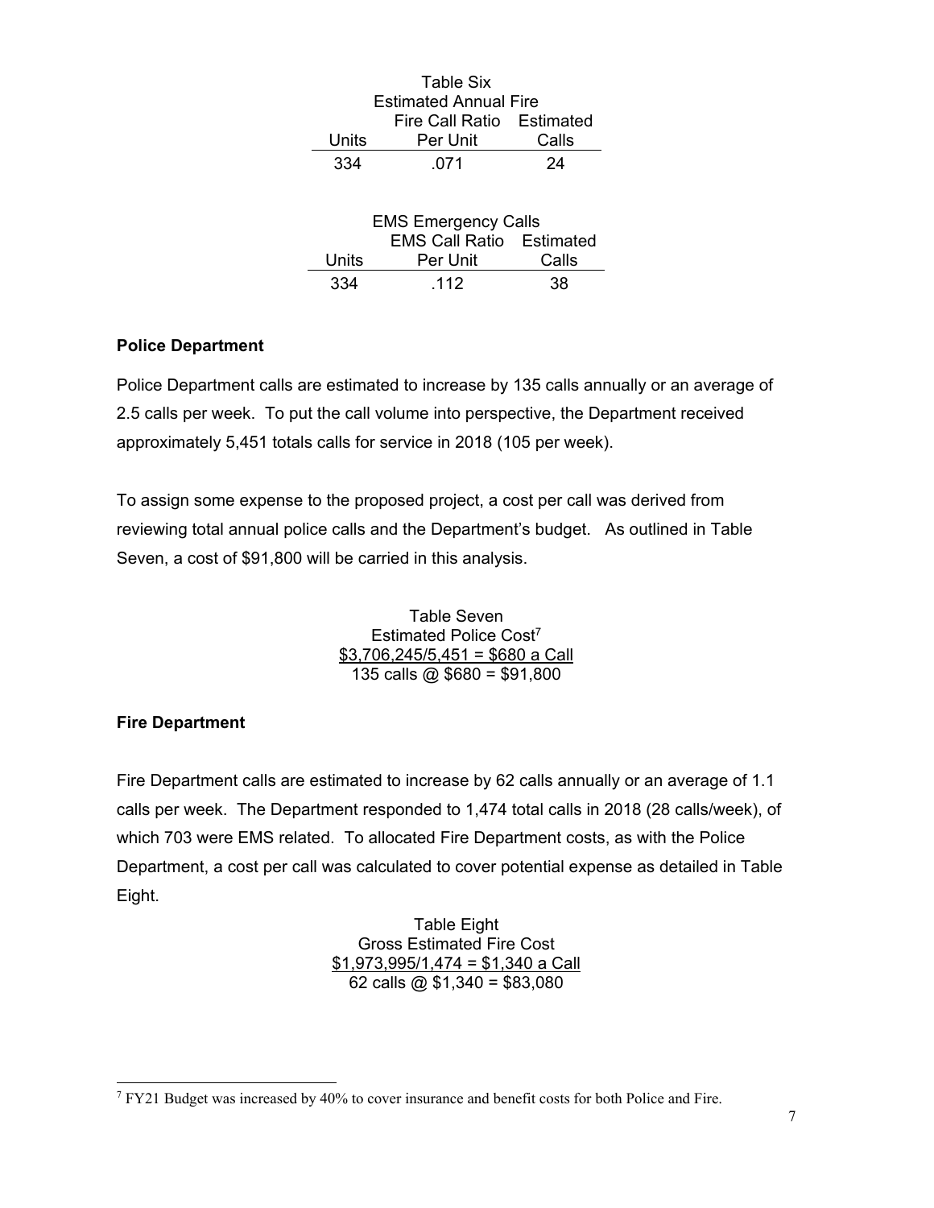Table Six
Estimated Annual Fire

| Units | Fire Call Ratio Per Unit | Estimated Calls |
|---|---|---|
| 334 | .071 | 24 |

EMS Emergency Calls

| Units | EMS Call Ratio Per Unit | Estimated Calls |
|---|---|---|
| 334 | .112 | 38 |

**Police Department**

Police Department calls are estimated to increase by 135 calls annually or an average of 2.5 calls per week. To put the call volume into perspective, the Department received approximately 5,451 totals calls for service in 2018 (105 per week).

To assign some expense to the proposed project, a cost per call was derived from reviewing total annual police calls and the Department's budget. As outlined in Table Seven, a cost of $91,800 will be carried in this analysis.

Table Seven
Estimated Police Cost[7]
$3,706,245/5,451 = $680 a Call
135 calls @ $680 = $91,800

**Fire Department**

Fire Department calls are estimated to increase by 62 calls annually or an average of 1.1 calls per week. The Department responded to 1,474 total calls in 2018 (28 calls/week), of which 703 were EMS related. To allocated Fire Department costs, as with the Police Department, a cost per call was calculated to cover potential expense as detailed in Table Eight.

Table Eight
Gross Estimated Fire Cost
$1,973,995/1,474 = $1,340 a Call
62 calls @ $1,340 = $83,080

[7] FY21 Budget was increased by 40% to cover insurance and benefit costs for both Police and Fire.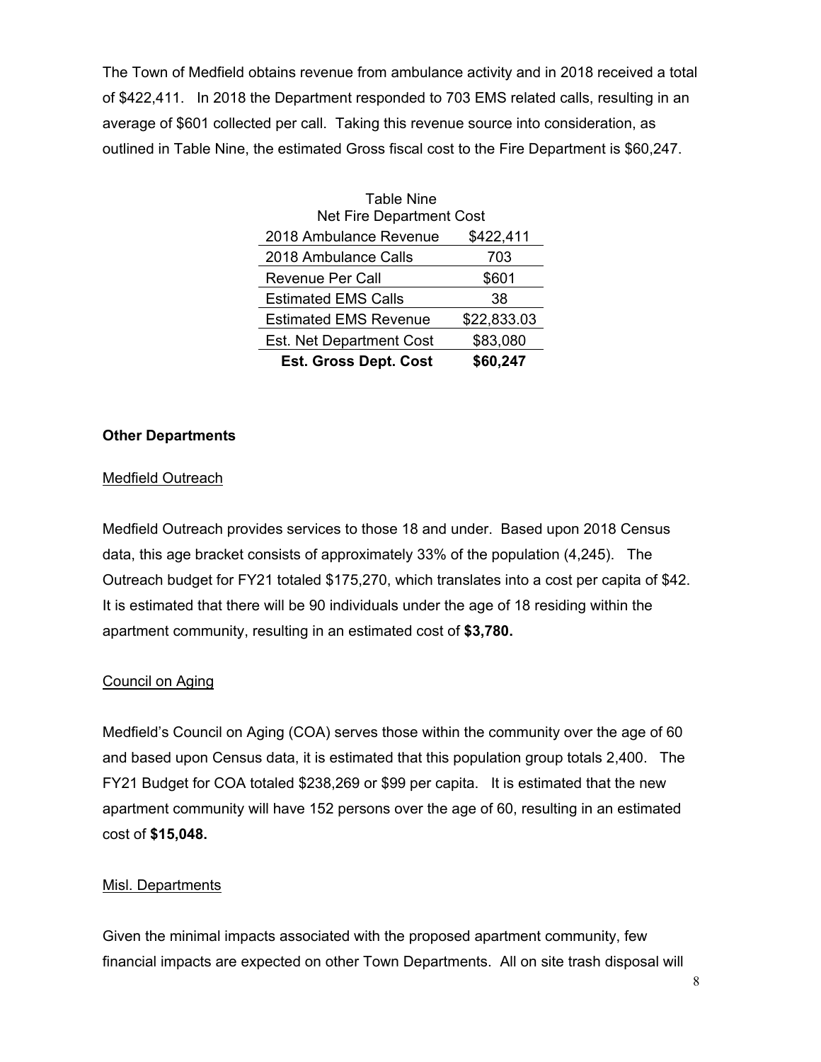The Town of Medfield obtains revenue from ambulance activity and in 2018 received a total of $422,411. In 2018 the Department responded to 703 EMS related calls, resulting in an average of $601 collected per call. Taking this revenue source into consideration, as outlined in Table Nine, the estimated Gross fiscal cost to the Fire Department is $60,247.

Table Nine
Net Fire Department Cost

| | |
|---|---|
| 2018 Ambulance Revenue | $422,411 |
| 2018 Ambulance Calls | 703 |
| Revenue Per Call | $601 |
| Estimated EMS Calls | 38 |
| Estimated EMS Revenue | $22,833.03 |
| Est. Net Department Cost | $83,080 |
| **Est. Gross Dept. Cost** | **$60,247** |

**Other Departments**

Medfield Outreach

Medfield Outreach provides services to those 18 and under. Based upon 2018 Census data, this age bracket consists of approximately 33% of the population (4,245). The Outreach budget for FY21 totaled $175,270, which translates into a cost per capita of $42. It is estimated that there will be 90 individuals under the age of 18 residing within the apartment community, resulting in an estimated cost of **$3,780.**

Council on Aging

Medfield's Council on Aging (COA) serves those within the community over the age of 60 and based upon Census data, it is estimated that this population group totals 2,400. The FY21 Budget for COA totaled $238,269 or $99 per capita. It is estimated that the new apartment community will have 152 persons over the age of 60, resulting in an estimated cost of **$15,048.**

Misl. Departments

Given the minimal impacts associated with the proposed apartment community, few financial impacts are expected on other Town Departments. All on site trash disposal will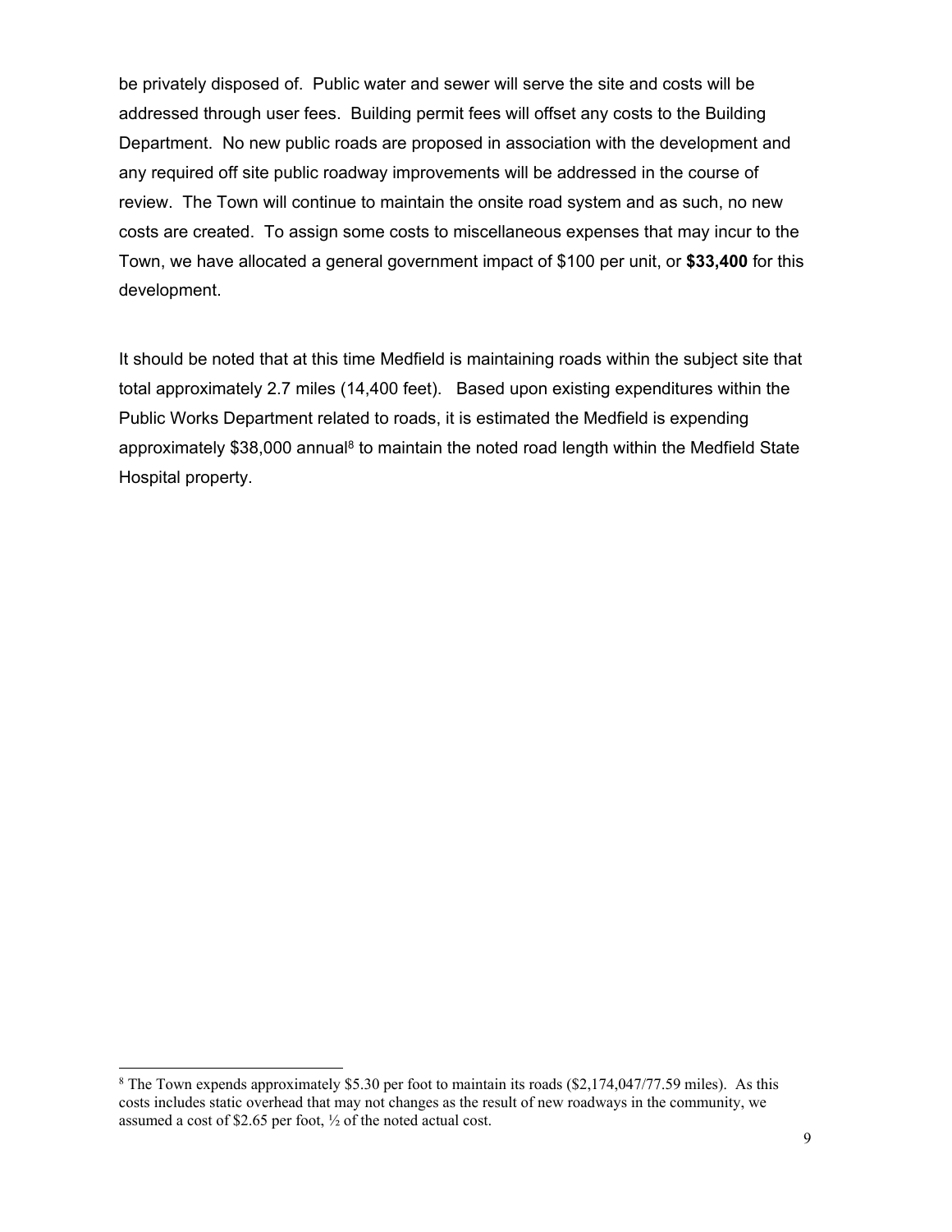be privately disposed of. Public water and sewer will serve the site and costs will be addressed through user fees. Building permit fees will offset any costs to the Building Department. No new public roads are proposed in association with the development and any required off site public roadway improvements will be addressed in the course of review. The Town will continue to maintain the onsite road system and as such, no new costs are created. To assign some costs to miscellaneous expenses that may incur to the Town, we have allocated a general government impact of $100 per unit, or **$33,400** for this development.

It should be noted that at this time Medfield is maintaining roads within the subject site that total approximately 2.7 miles (14,400 feet). Based upon existing expenditures within the Public Works Department related to roads, it is estimated the Medfield is expending approximately $38,000 annual[8] to maintain the noted road length within the Medfield State Hospital property.

[8] The Town expends approximately $5.30 per foot to maintain its roads ($2,174,047/77.59 miles). As this costs includes static overhead that may not changes as the result of new roadways in the community, we assumed a cost of $2.65 per foot, ½ of the noted actual cost.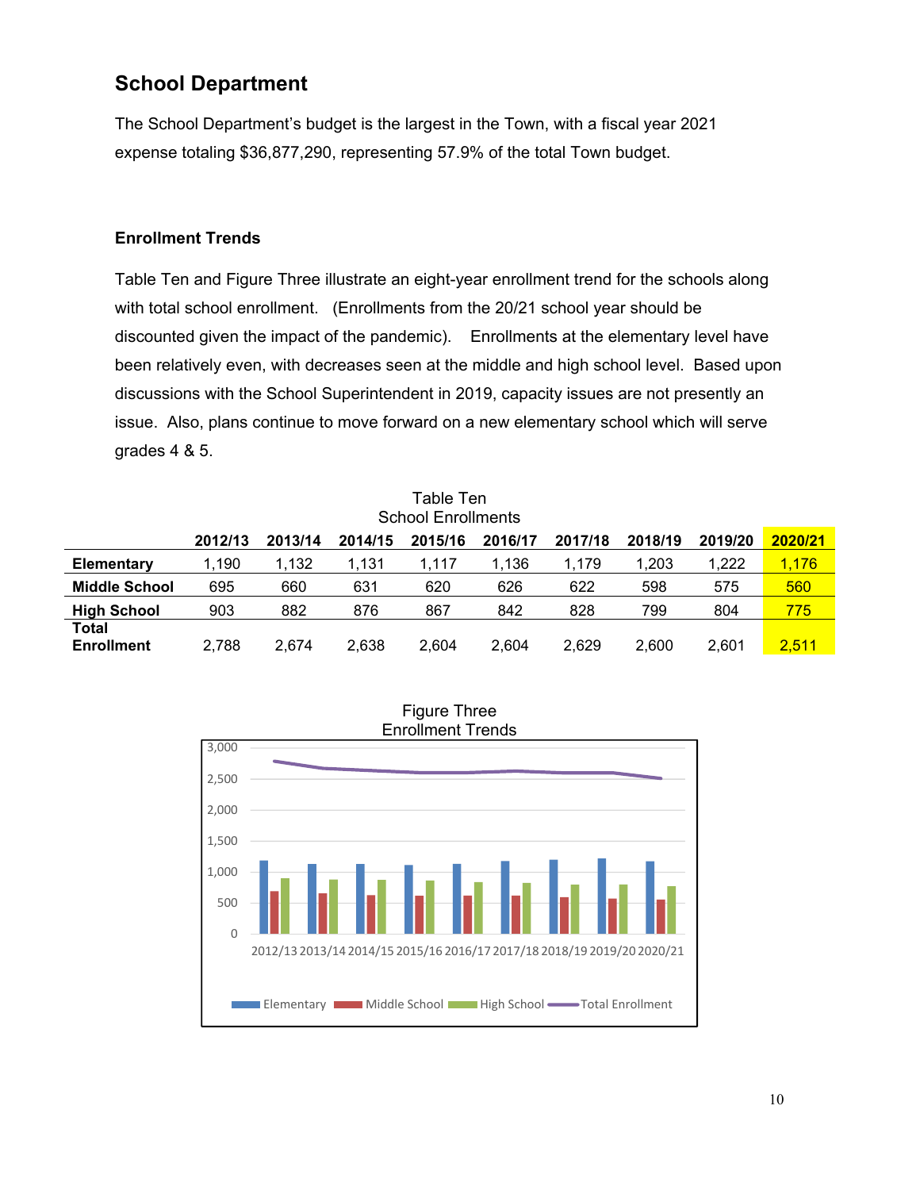## School Department

The School Department's budget is the largest in the Town, with a fiscal year 2021 expense totaling $36,877,290, representing 57.9% of the total Town budget.

### Enrollment Trends

Table Ten and Figure Three illustrate an eight-year enrollment trend for the schools along with total school enrollment. (Enrollments from the 20/21 school year should be discounted given the impact of the pandemic). Enrollments at the elementary level have been relatively even, with decreases seen at the middle and high school level. Based upon discussions with the School Superintendent in 2019, capacity issues are not presently an issue. Also, plans continue to move forward on a new elementary school which will serve grades 4 & 5.

Table Ten
School Enrollments

| | 2012/13 | 2013/14 | 2014/15 | 2015/16 | 2016/17 | 2017/18 | 2018/19 | 2019/20 | 2020/21 |
|---|---|---|---|---|---|---|---|---|---|
| **Elementary** | 1,190 | 1,132 | 1,131 | 1,117 | 1,136 | 1,179 | 1,203 | 1,222 | 1,176 |
| **Middle School** | 695 | 660 | 631 | 620 | 626 | 622 | 598 | 575 | 560 |
| **High School** | 903 | 882 | 876 | 867 | 842 | 828 | 799 | 804 | 775 |
| **Total Enrollment** | 2,788 | 2,674 | 2,638 | 2,604 | 2,604 | 2,629 | 2,600 | 2,601 | 2,511 |

Figure Three
Enrollment Trends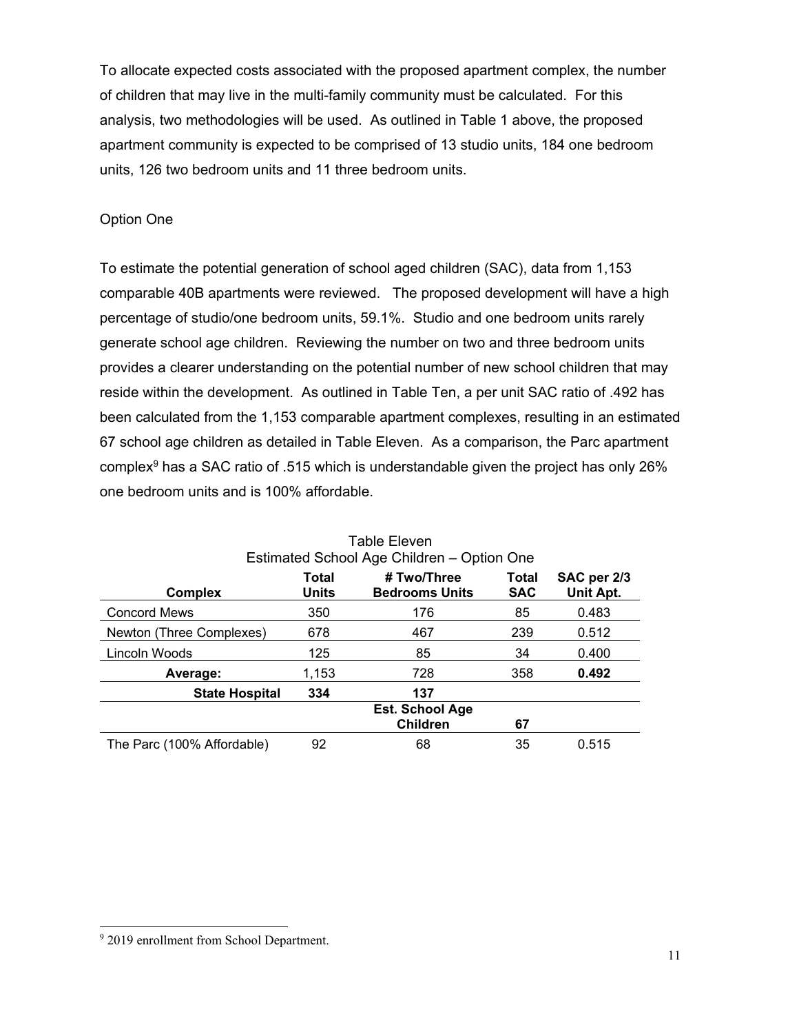To allocate expected costs associated with the proposed apartment complex, the number of children that may live in the multi-family community must be calculated. For this analysis, two methodologies will be used. As outlined in Table 1 above, the proposed apartment community is expected to be comprised of 13 studio units, 184 one bedroom units, 126 two bedroom units and 11 three bedroom units.

Option One

To estimate the potential generation of school aged children (SAC), data from 1,153 comparable 40B apartments were reviewed. The proposed development will have a high percentage of studio/one bedroom units, 59.1%. Studio and one bedroom units rarely generate school age children. Reviewing the number on two and three bedroom units provides a clearer understanding on the potential number of new school children that may reside within the development. As outlined in Table Ten, a per unit SAC ratio of .492 has been calculated from the 1,153 comparable apartment complexes, resulting in an estimated 67 school age children as detailed in Table Eleven. As a comparison, the Parc apartment complex[9] has a SAC ratio of .515 which is understandable given the project has only 26% one bedroom units and is 100% affordable.

Table Eleven
Estimated School Age Children – Option One

| Complex | Total Units | # Two/Three Bedrooms Units | Total SAC | SAC per 2/3 Unit Apt. |
|---|---|---|---|---|
| Concord Mews | 350 | 176 | 85 | 0.483 |
| Newton (Three Complexes) | 678 | 467 | 239 | 0.512 |
| Lincoln Woods | 125 | 85 | 34 | 0.400 |
| **Average:** | 1,153 | 728 | 358 | **0.492** |
| **State Hospital** | **334** | **137** | | |
| | | **Est. School Age Children** | **67** | |
| The Parc (100% Affordable) | 92 | 68 | 35 | 0.515 |

[9] 2019 enrollment from School Department.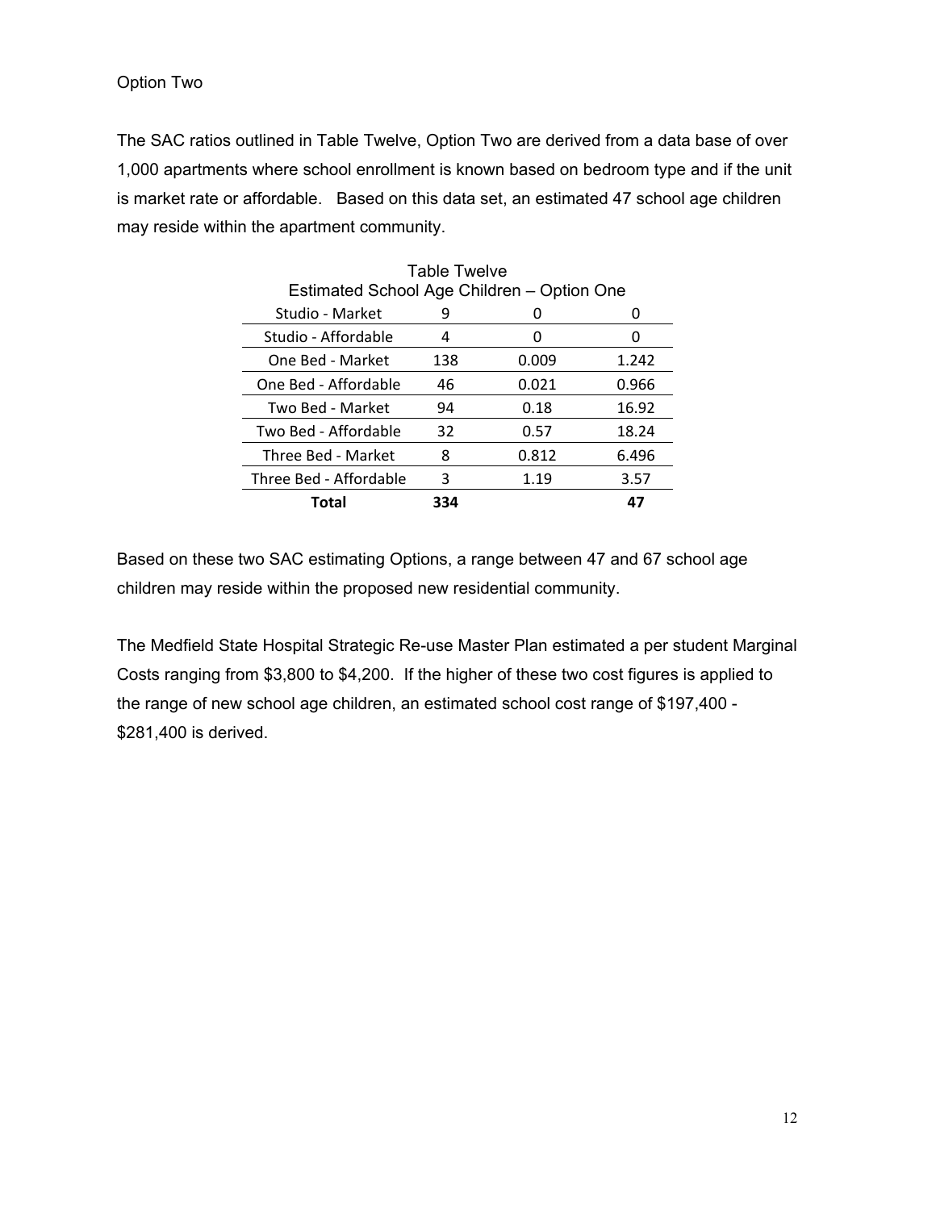Option Two

The SAC ratios outlined in Table Twelve, Option Two are derived from a data base of over 1,000 apartments where school enrollment is known based on bedroom type and if the unit is market rate or affordable. Based on this data set, an estimated 47 school age children may reside within the apartment community.

Table Twelve
Estimated School Age Children – Option One

| | | | |
|---|---|---|---|
| Studio - Market | 9 | 0 | 0 |
| Studio - Affordable | 4 | 0 | 0 |
| One Bed - Market | 138 | 0.009 | 1.242 |
| One Bed - Affordable | 46 | 0.021 | 0.966 |
| Two Bed - Market | 94 | 0.18 | 16.92 |
| Two Bed - Affordable | 32 | 0.57 | 18.24 |
| Three Bed - Market | 8 | 0.812 | 6.496 |
| Three Bed - Affordable | 3 | 1.19 | 3.57 |
| **Total** | **334** | | **47** |

Based on these two SAC estimating Options, a range between 47 and 67 school age children may reside within the proposed new residential community.

The Medfield State Hospital Strategic Re-use Master Plan estimated a per student Marginal Costs ranging from $3,800 to $4,200. If the higher of these two cost figures is applied to the range of new school age children, an estimated school cost range of $197,400 - $281,400 is derived.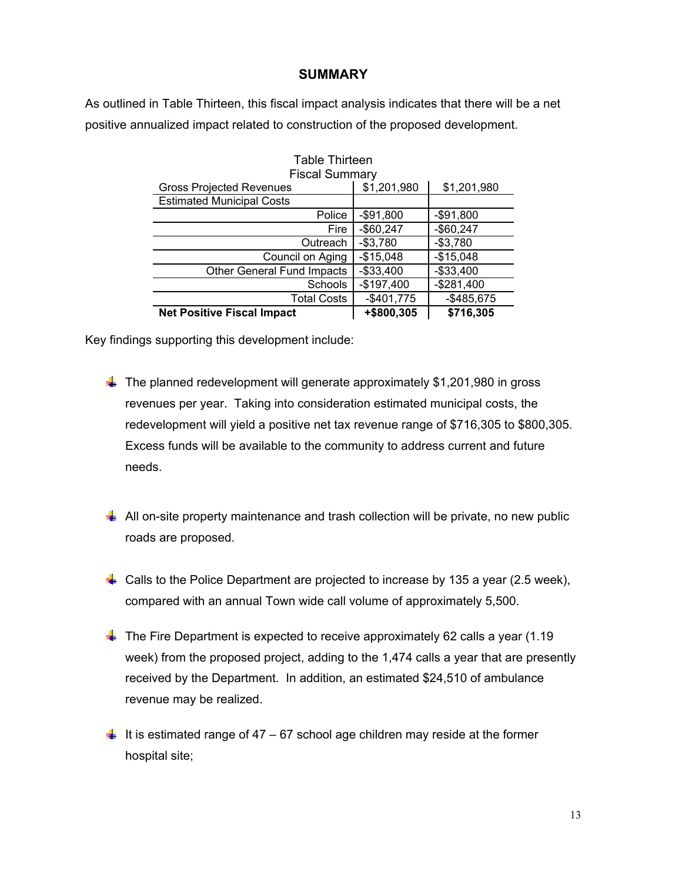## SUMMARY

As outlined in Table Thirteen, this fiscal impact analysis indicates that there will be a net positive annualized impact related to construction of the proposed development.

Table Thirteen
Fiscal Summary

| | | |
|---|---|---|
| Gross Projected Revenues | $1,201,980 | $1,201,980 |
| Estimated Municipal Costs | | |
| Police | -$91,800 | -$91,800 |
| Fire | -$60,247 | -$60,247 |
| Outreach | -$3,780 | -$3,780 |
| Council on Aging | -$15,048 | -$15,048 |
| Other General Fund Impacts | -$33,400 | -$33,400 |
| Schools | -$197,400 | -$281,400 |
| Total Costs | -$401,775 | -$485,675 |
| **Net Positive Fiscal Impact** | **+$800,305** | **$716,305** |

Key findings supporting this development include:

- The planned redevelopment will generate approximately $1,201,980 in gross revenues per year. Taking into consideration estimated municipal costs, the redevelopment will yield a positive net tax revenue range of $716,305 to $800,305. Excess funds will be available to the community to address current and future needs.

- All on-site property maintenance and trash collection will be private, no new public roads are proposed.

- Calls to the Police Department are projected to increase by 135 a year (2.5 week), compared with an annual Town wide call volume of approximately 5,500.

- The Fire Department is expected to receive approximately 62 calls a year (1.19 week) from the proposed project, adding to the 1,474 calls a year that are presently received by the Department. In addition, an estimated $24,510 of ambulance revenue may be realized.

- It is estimated range of 47 – 67 school age children may reside at the former hospital site;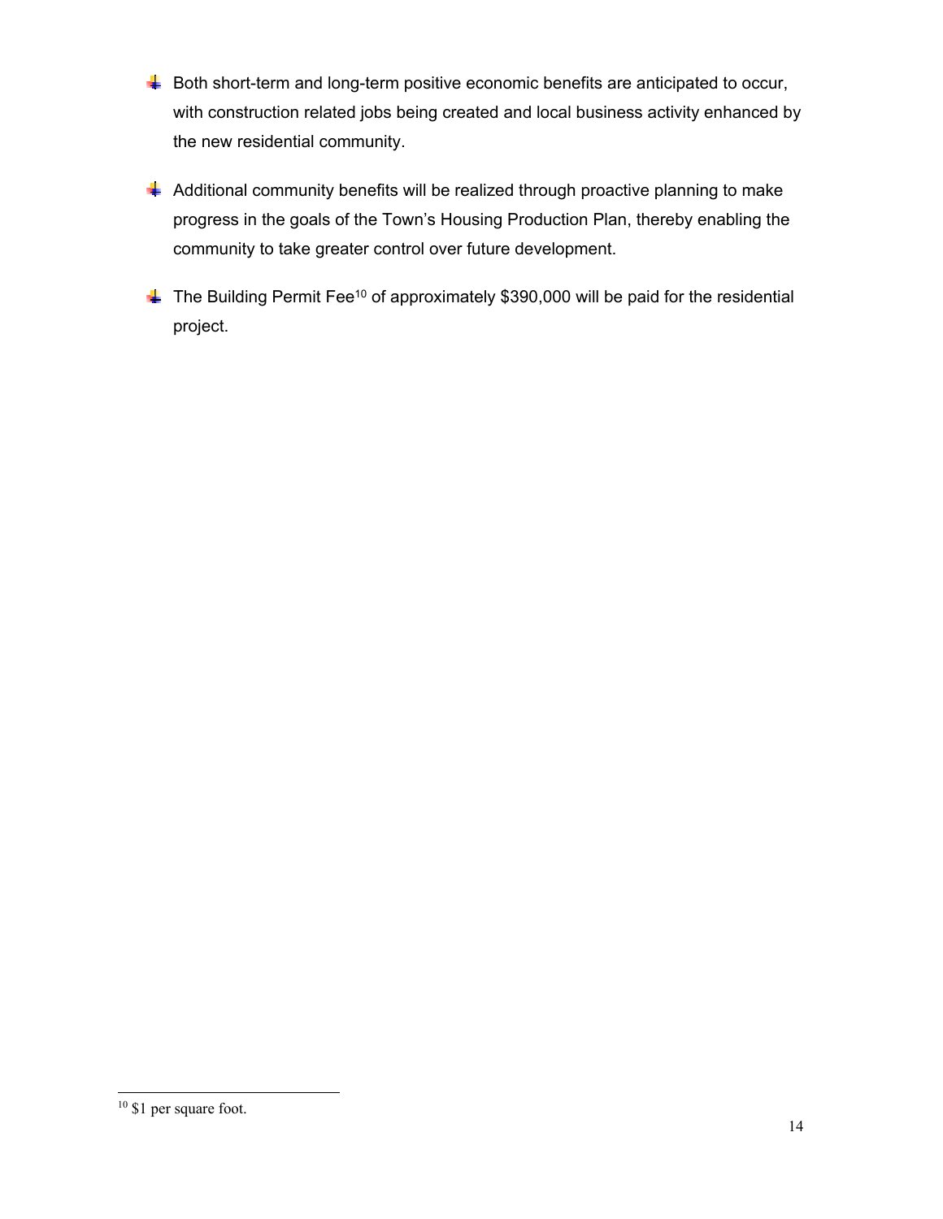- Both short-term and long-term positive economic benefits are anticipated to occur, with construction related jobs being created and local business activity enhanced by the new residential community.

- Additional community benefits will be realized through proactive planning to make progress in the goals of the Town's Housing Production Plan, thereby enabling the community to take greater control over future development.

- The Building Permit Fee[10] of approximately $390,000 will be paid for the residential project.

---

[10] $1 per square foot.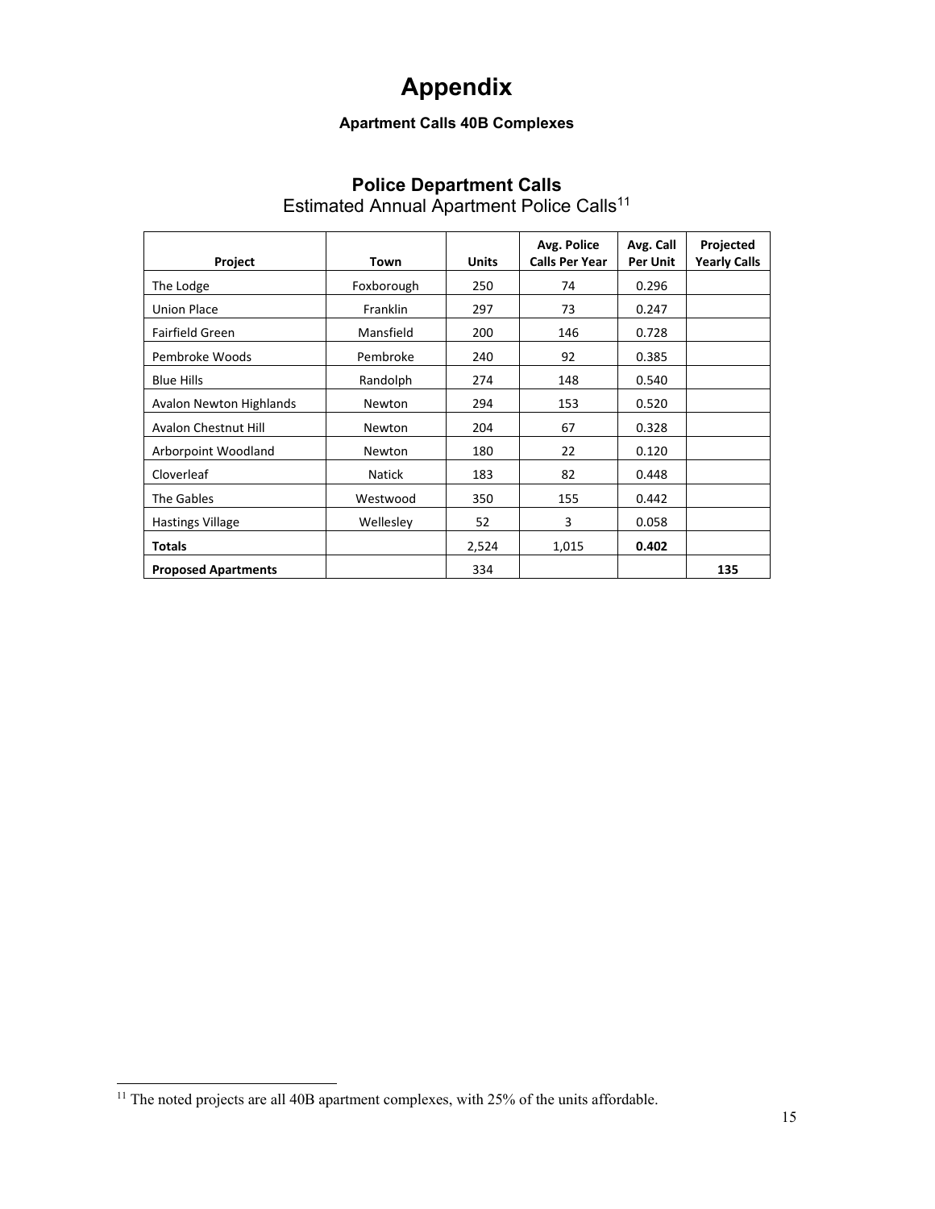# Appendix

**Apartment Calls 40B Complexes**

## Police Department Calls

Estimated Annual Apartment Police Calls[11]

| Project | Town | Units | Avg. Police Calls Per Year | Avg. Call Per Unit | Projected Yearly Calls |
|---|---|---|---|---|---|
| The Lodge | Foxborough | 250 | 74 | 0.296 | |
| Union Place | Franklin | 297 | 73 | 0.247 | |
| Fairfield Green | Mansfield | 200 | 146 | 0.728 | |
| Pembroke Woods | Pembroke | 240 | 92 | 0.385 | |
| Blue Hills | Randolph | 274 | 148 | 0.540 | |
| Avalon Newton Highlands | Newton | 294 | 153 | 0.520 | |
| Avalon Chestnut Hill | Newton | 204 | 67 | 0.328 | |
| Arborpoint Woodland | Newton | 180 | 22 | 0.120 | |
| Cloverleaf | Natick | 183 | 82 | 0.448 | |
| The Gables | Westwood | 350 | 155 | 0.442 | |
| Hastings Village | Wellesley | 52 | 3 | 0.058 | |
| **Totals** | | 2,524 | 1,015 | **0.402** | |
| **Proposed Apartments** | | 334 | | | **135** |

[11] The noted projects are all 40B apartment complexes, with 25% of the units affordable.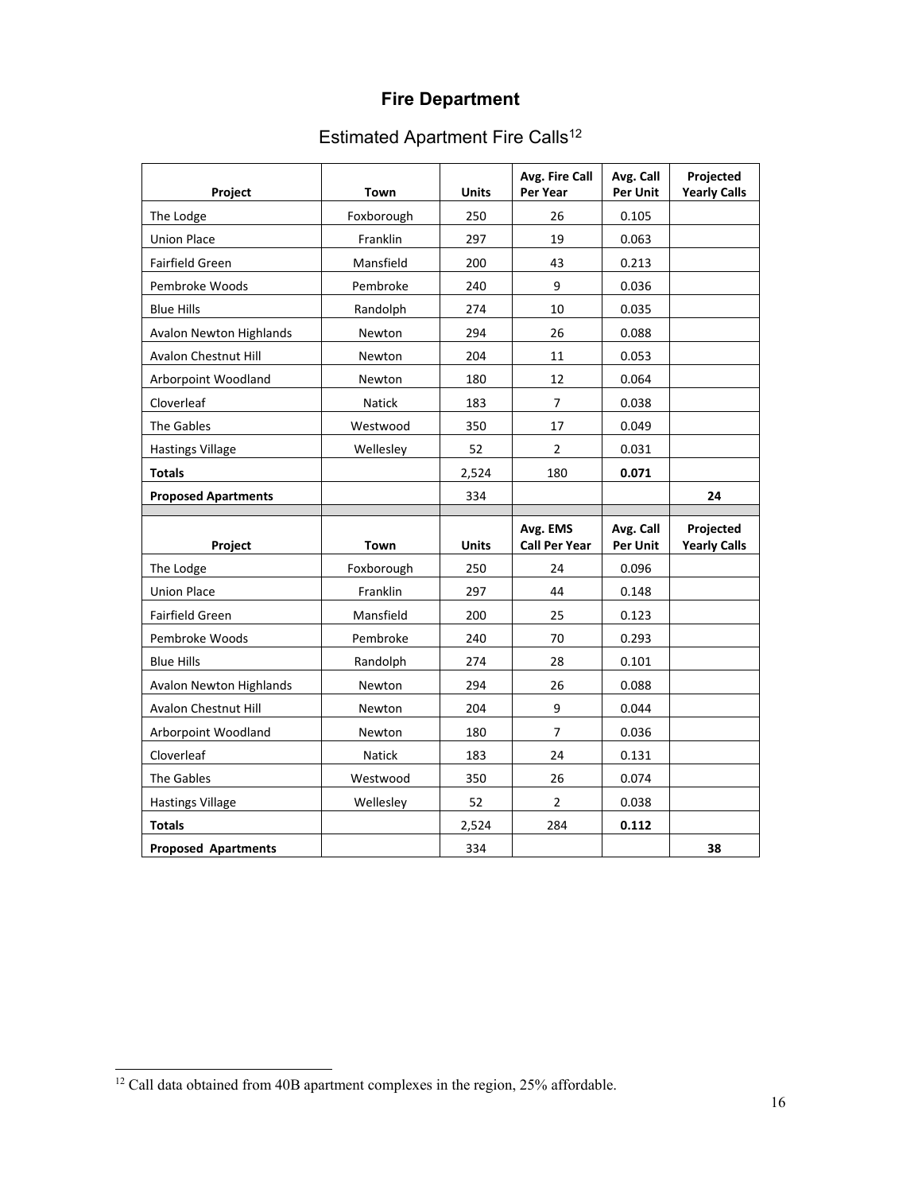# Fire Department

## Estimated Apartment Fire Calls[12]

| Project | Town | Units | Avg. Fire Call Per Year | Avg. Call Per Unit | Projected Yearly Calls |
|---|---|---|---|---|---|
| The Lodge | Foxborough | 250 | 26 | 0.105 | |
| Union Place | Franklin | 297 | 19 | 0.063 | |
| Fairfield Green | Mansfield | 200 | 43 | 0.213 | |
| Pembroke Woods | Pembroke | 240 | 9 | 0.036 | |
| Blue Hills | Randolph | 274 | 10 | 0.035 | |
| Avalon Newton Highlands | Newton | 294 | 26 | 0.088 | |
| Avalon Chestnut Hill | Newton | 204 | 11 | 0.053 | |
| Arborpoint Woodland | Newton | 180 | 12 | 0.064 | |
| Cloverleaf | Natick | 183 | 7 | 0.038 | |
| The Gables | Westwood | 350 | 17 | 0.049 | |
| Hastings Village | Wellesley | 52 | 2 | 0.031 | |
| **Totals** | | 2,524 | 180 | **0.071** | |
| **Proposed Apartments** | | 334 | | | **24** |
| | | | | | |
| **Project** | **Town** | **Units** | **Avg. EMS Call Per Year** | **Avg. Call Per Unit** | **Projected Yearly Calls** |
| The Lodge | Foxborough | 250 | 24 | 0.096 | |
| Union Place | Franklin | 297 | 44 | 0.148 | |
| Fairfield Green | Mansfield | 200 | 25 | 0.123 | |
| Pembroke Woods | Pembroke | 240 | 70 | 0.293 | |
| Blue Hills | Randolph | 274 | 28 | 0.101 | |
| Avalon Newton Highlands | Newton | 294 | 26 | 0.088 | |
| Avalon Chestnut Hill | Newton | 204 | 9 | 0.044 | |
| Arborpoint Woodland | Newton | 180 | 7 | 0.036 | |
| Cloverleaf | Natick | 183 | 24 | 0.131 | |
| The Gables | Westwood | 350 | 26 | 0.074 | |
| Hastings Village | Wellesley | 52 | 2 | 0.038 | |
| **Totals** | | 2,524 | 284 | **0.112** | |
| **Proposed Apartments** | | 334 | | | **38** |

[12] Call data obtained from 40B apartment complexes in the region, 25% affordable.